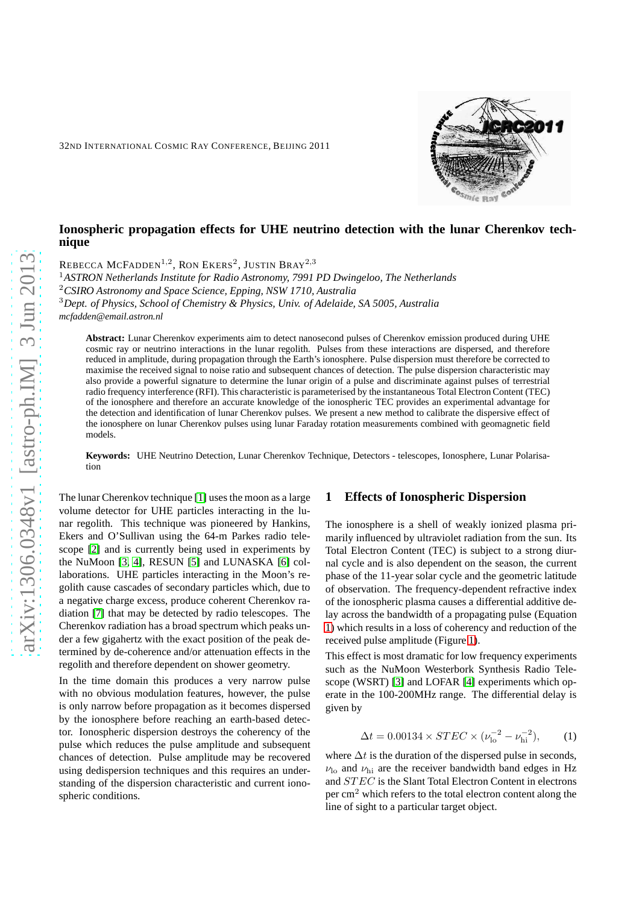# Ionospheric propagation effects for UHE neutrino detection with the lunar Cherenkov technique

REBECCA MCFADDEN[1,2], RON EKERS[2], JUSTIN BRAY[2,3]

[1]*ASTRON Netherlands Institute for Radio Astronomy, 7991 PD Dwingeloo, The Netherlands*
[2]*CSIRO Astronomy and Space Science, Epping, NSW 1710, Australia*
[3]*Dept. of Physics, School of Chemistry & Physics, Univ. of Adelaide, SA 5005, Australia*
*mcfadden@email.astron.nl*

**Abstract:** Lunar Cherenkov experiments aim to detect nanosecond pulses of Cherenkov emission produced during UHE cosmic ray or neutrino interactions in the lunar regolith. Pulses from these interactions are dispersed, and therefore reduced in amplitude, during propagation through the Earth's ionosphere. Pulse dispersion must therefore be corrected to maximise the received signal to noise ratio and subsequent chances of detection. The pulse dispersion characteristic may also provide a powerful signature to determine the lunar origin of a pulse and discriminate against pulses of terrestrial radio frequency interference (RFI). This characteristic is parameterised by the instantaneous Total Electron Content (TEC) of the ionosphere and therefore an accurate knowledge of the ionospheric TEC provides an experimental advantage for the detection and identification of lunar Cherenkov pulses. We present a new method to calibrate the dispersive effect of the ionosphere on lunar Cherenkov pulses using lunar Faraday rotation measurements combined with geomagnetic field models.

**Keywords:** UHE Neutrino Detection, Lunar Cherenkov Technique, Detectors - telescopes, Ionosphere, Lunar Polarisation

The lunar Cherenkov technique [1] uses the moon as a large volume detector for UHE particles interacting in the lunar regolith. This technique was pioneered by Hankins, Ekers and O'Sullivan using the 64-m Parkes radio telescope [2] and is currently being used in experiments by the NuMoon [3, 4], RESUN [5] and LUNASKA [6] collaborations. UHE particles interacting in the Moon's regolith cause cascades of secondary particles which, due to a negative charge excess, produce coherent Cherenkov radiation [7] that may be detected by radio telescopes. The Cherenkov radiation has a broad spectrum which peaks under a few gigahertz with the exact position of the peak determined by de-coherence and/or attenuation effects in the regolith and therefore dependent on shower geometry.

In the time domain this produces a very narrow pulse with no obvious modulation features, however, the pulse is only narrow before propagation as it becomes dispersed by the ionosphere before reaching an earth-based detector. Ionospheric dispersion destroys the coherency of the pulse which reduces the pulse amplitude and subsequent chances of detection. Pulse amplitude may be recovered using dedispersion techniques and this requires an understanding of the dispersion characteristic and current ionospheric conditions.

## 1 Effects of Ionospheric Dispersion

The ionosphere is a shell of weakly ionized plasma primarily influenced by ultraviolet radiation from the sun. Its Total Electron Content (TEC) is subject to a strong diurnal cycle and is also dependent on the season, the current phase of the 11-year solar cycle and the geometric latitude of observation. The frequency-dependent refractive index of the ionospheric plasma causes a differential additive delay across the bandwidth of a propagating pulse (Equation 1) which results in a loss of coherency and reduction of the received pulse amplitude (Figure 1).

This effect is most dramatic for low frequency experiments such as the NuMoon Westerbork Synthesis Radio Telescope (WSRT) [3] and LOFAR [4] experiments which operate in the 100-200MHz range. The differential delay is given by

$$\Delta t = 0.00134 \times STEC \times (\nu_{\mathrm{lo}}^{-2} - \nu_{\mathrm{hi}}^{-2}), \qquad (1)$$

where $\Delta t$ is the duration of the dispersed pulse in seconds, $\nu_{\mathrm{lo}}$ and $\nu_{\mathrm{hi}}$ are the receiver bandwidth band edges in Hz and $STEC$ is the Slant Total Electron Content in electrons per cm$^2$ which refers to the total electron content along the line of sight to a particular target object.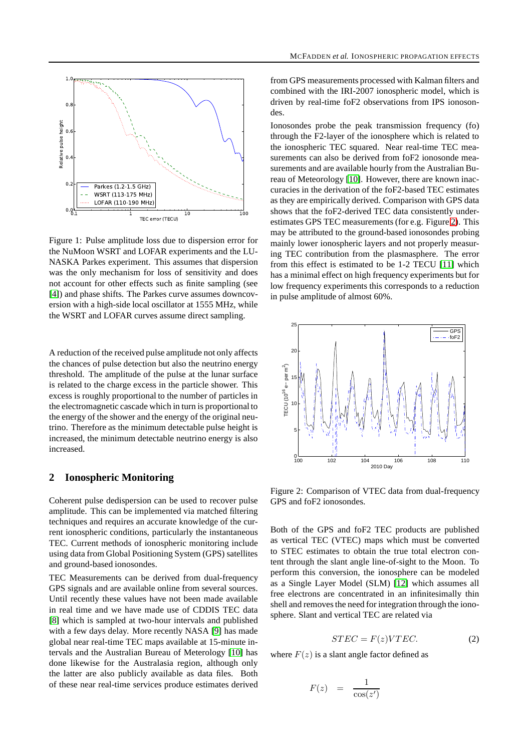Figure 1: Pulse amplitude loss due to dispersion error for the NuMoon WSRT and LOFAR experiments and the LUNASKA Parkes experiment. This assumes that dispersion was the only mechanism for loss of sensitivity and does not account for other effects such as finite sampling (see [4]) and phase shifts. The Parkes curve assumes downconversion with a high-side local oscillator at 1555 MHz, while the WSRT and LOFAR curves assume direct sampling.

A reduction of the received pulse amplitude not only affects the chances of pulse detection but also the neutrino energy threshold. The amplitude of the pulse at the lunar surface is related to the charge excess in the particle shower. This excess is roughly proportional to the number of particles in the electromagnetic cascade which in turn is proportional to the energy of the shower and the energy of the original neutrino. Therefore as the minimum detectable pulse height is increased, the minimum detectable neutrino energy is also increased.

## 2 Ionospheric Monitoring

Coherent pulse dedispersion can be used to recover pulse amplitude. This can be implemented via matched filtering techniques and requires an accurate knowledge of the current ionospheric conditions, particularly the instantaneous TEC. Current methods of ionospheric monitoring include using data from Global Positioning System (GPS) satellites and ground-based ionosondes.

TEC Measurements can be derived from dual-frequency GPS signals and are available online from several sources. Until recently these values have not been made available in real time and we have made use of CDDIS TEC data [8] which is sampled at two-hour intervals and published with a few days delay. More recently NASA [9] has made global near real-time TEC maps available at 15-minute intervals and the Australian Bureau of Meterology [10] has done likewise for the Australasia region, although only the latter are also publicly available as data files. Both of these near real-time services produce estimates derived from GPS measurements processed with Kalman filters and combined with the IRI-2007 ionospheric model, which is driven by real-time foF2 observations from IPS ionosondes.

Ionosondes probe the peak transmission frequency (fo) through the F2-layer of the ionosphere which is related to the ionospheric TEC squared. Near real-time TEC measurements can also be derived from foF2 ionosonde measurements and are available hourly from the Australian Bureau of Meteorology [10]. However, there are known inaccuracies in the derivation of the foF2-based TEC estimates as they are empirically derived. Comparison with GPS data shows that the foF2-derived TEC data consistently underestimates GPS TEC measurements (for e.g. Figure 2). This may be attributed to the ground-based ionosondes probing mainly lower ionospheric layers and not properly measuring TEC contribution from the plasmasphere. The error from this effect is estimated to be 1-2 TECU [11] which has a minimal effect on high frequency experiments but for low frequency experiments this corresponds to a reduction in pulse amplitude of almost 60%.

Figure 2: Comparison of VTEC data from dual-frequency GPS and foF2 ionosondes.

Both of the GPS and foF2 TEC products are published as vertical TEC (VTEC) maps which must be converted to STEC estimates to obtain the true total electron content through the slant angle line-of-sight to the Moon. To perform this conversion, the ionosphere can be modeled as a Single Layer Model (SLM) [12] which assumes all free electrons are concentrated in an infinitesimally thin shell and removes the need for integration through the ionosphere. Slant and vertical TEC are related via

$$STEC = F(z) VTEC. \tag{2}$$

where $F(z)$ is a slant angle factor defined as

$$F(z) = \frac{1}{\cos(z')}$$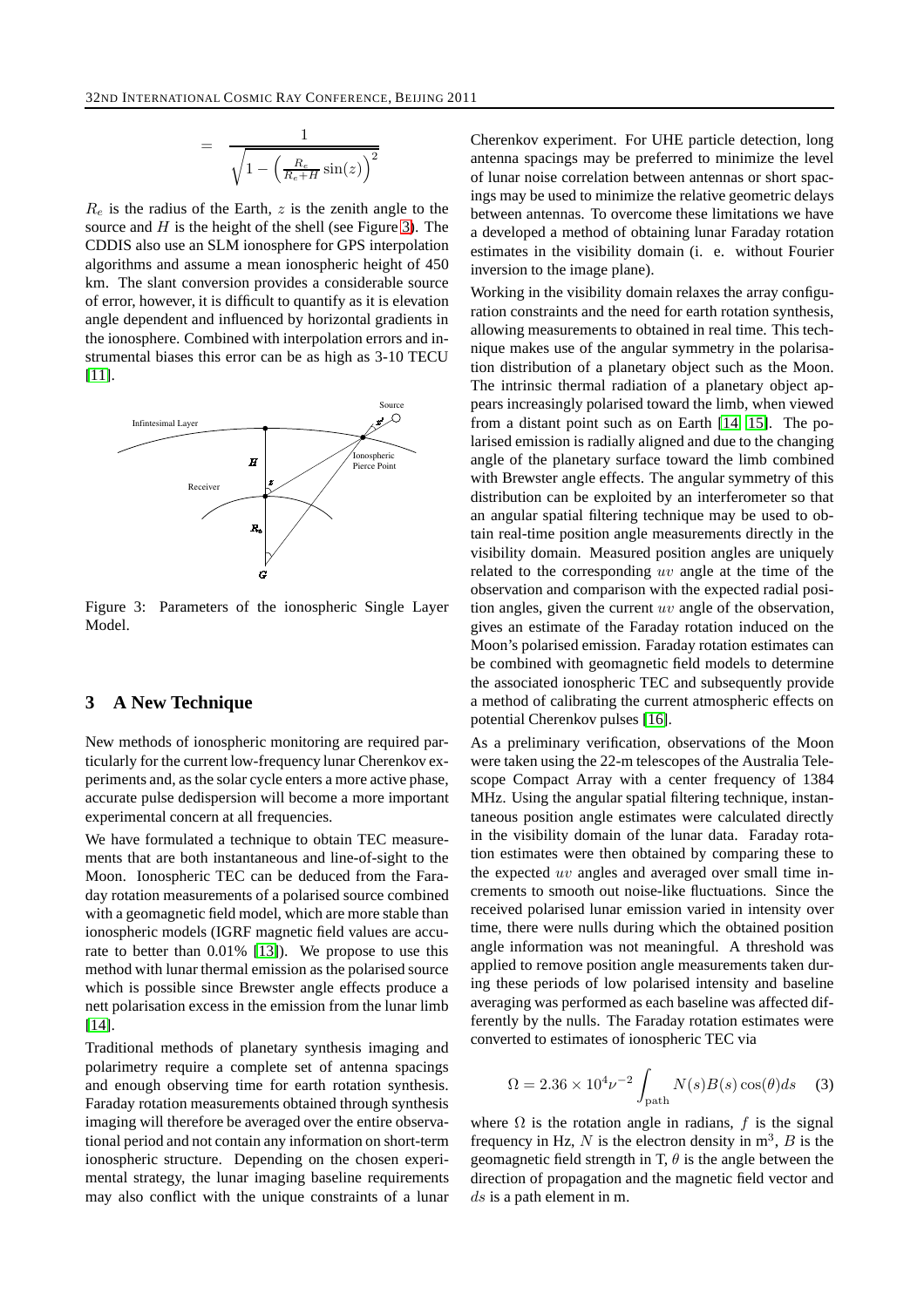$$= \frac{1}{\sqrt{1 - \left(\frac{R_e}{R_e+H}\sin(z)\right)^2}}$$

$R_e$ is the radius of the Earth, $z$ is the zenith angle to the source and $H$ is the height of the shell (see Figure 3). The CDDIS also use an SLM ionosphere for GPS interpolation algorithms and assume a mean ionospheric height of 450 km. The slant conversion provides a considerable source of error, however, it is difficult to quantify as it is elevation angle dependent and influenced by horizontal gradients in the ionosphere. Combined with interpolation errors and instrumental biases this error can be as high as 3-10 TECU [11].

Figure 3: Parameters of the ionospheric Single Layer Model.

## 3 A New Technique

New methods of ionospheric monitoring are required particularly for the current low-frequency lunar Cherenkov experiments and, as the solar cycle enters a more active phase, accurate pulse dedispersion will become a more important experimental concern at all frequencies.

We have formulated a technique to obtain TEC measurements that are both instantaneous and line-of-sight to the Moon. Ionospheric TEC can be deduced from the Faraday rotation measurements of a polarised source combined with a geomagnetic field model, which are more stable than ionospheric models (IGRF magnetic field values are accurate to better than 0.01% [13]). We propose to use this method with lunar thermal emission as the polarised source which is possible since Brewster angle effects produce a nett polarisation excess in the emission from the lunar limb [14].

Traditional methods of planetary synthesis imaging and polarimetry require a complete set of antenna spacings and enough observing time for earth rotation synthesis. Faraday rotation measurements obtained through synthesis imaging will therefore be averaged over the entire observational period and not contain any information on short-term ionospheric structure. Depending on the chosen experimental strategy, the lunar imaging baseline requirements may also conflict with the unique constraints of a lunar Cherenkov experiment. For UHE particle detection, long antenna spacings may be preferred to minimize the level of lunar noise correlation between antennas or short spacings may be used to minimize the relative geometric delays between antennas. To overcome these limitations we have a developed a method of obtaining lunar Faraday rotation estimates in the visibility domain (i. e. without Fourier inversion to the image plane).

Working in the visibility domain relaxes the array configuration constraints and the need for earth rotation synthesis, allowing measurements to obtained in real time. This technique makes use of the angular symmetry in the polarisation distribution of a planetary object such as the Moon. The intrinsic thermal radiation of a planetary object appears increasingly polarised toward the limb, when viewed from a distant point such as on Earth [14, 15]. The polarised emission is radially aligned and due to the changing angle of the planetary surface toward the limb combined with Brewster angle effects. The angular symmetry of this distribution can be exploited by an interferometer so that an angular spatial filtering technique may be used to obtain real-time position angle measurements directly in the visibility domain. Measured position angles are uniquely related to the corresponding $uv$ angle at the time of the observation and comparison with the expected radial position angles, given the current $uv$ angle of the observation, gives an estimate of the Faraday rotation induced on the Moon's polarised emission. Faraday rotation estimates can be combined with geomagnetic field models to determine the associated ionospheric TEC and subsequently provide a method of calibrating the current atmospheric effects on potential Cherenkov pulses [16].

As a preliminary verification, observations of the Moon were taken using the 22-m telescopes of the Australia Telescope Compact Array with a center frequency of 1384 MHz. Using the angular spatial filtering technique, instantaneous position angle estimates were calculated directly in the visibility domain of the lunar data. Faraday rotation estimates were then obtained by comparing these to the expected $uv$ angles and averaged over small time increments to smooth out noise-like fluctuations. Since the received polarised lunar emission varied in intensity over time, there were nulls during which the obtained position angle information was not meaningful. A threshold was applied to remove position angle measurements taken during these periods of low polarised intensity and baseline averaging was performed as each baseline was affected differently by the nulls. The Faraday rotation estimates were converted to estimates of ionospheric TEC via

$$\Omega = 2.36 \times 10^4 \nu^{-2} \int_{\text{path}} N(s)B(s)\cos(\theta)ds \quad (3)$$

where $\Omega$ is the rotation angle in radians, $f$ is the signal frequency in Hz, $N$ is the electron density in $\mathrm{m}^3$, $B$ is the geomagnetic field strength in T, $\theta$ is the angle between the direction of propagation and the magnetic field vector and $ds$ is a path element in m.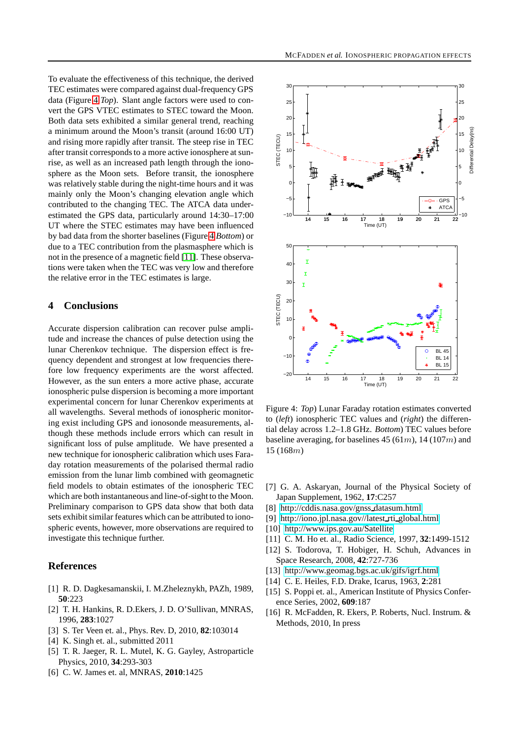To evaluate the effectiveness of this technique, the derived TEC estimates were compared against dual-frequency GPS data (Figure 4 *Top*). Slant angle factors were used to convert the GPS VTEC estimates to STEC toward the Moon. Both data sets exhibited a similar general trend, reaching a minimum around the Moon's transit (around 16:00 UT) and rising more rapidly after transit. The steep rise in TEC after transit corresponds to a more active ionosphere at sunrise, as well as an increased path length through the ionosphere as the Moon sets. Before transit, the ionosphere was relatively stable during the night-time hours and it was mainly only the Moon's changing elevation angle which contributed to the changing TEC. The ATCA data underestimated the GPS data, particularly around 14:30–17:00 UT where the STEC estimates may have been influenced by bad data from the shorter baselines (Figure 4 *Bottom*) or due to a TEC contribution from the plasmasphere which is not in the presence of a magnetic field [11]. These observations were taken when the TEC was very low and therefore the relative error in the TEC estimates is large.

## 4 Conclusions

Accurate dispersion calibration can recover pulse amplitude and increase the chances of pulse detection using the lunar Cherenkov technique. The dispersion effect is frequency dependent and strongest at low frequencies therefore low frequency experiments are the worst affected. However, as the sun enters a more active phase, accurate ionospheric pulse dispersion is becoming a more important experimental concern for lunar Cherenkov experiments at all wavelengths. Several methods of ionospheric monitoring exist including GPS and ionosonde measurements, although these methods include errors which can result in significant loss of pulse amplitude. We have presented a new technique for ionospheric calibration which uses Faraday rotation measurements of the polarised thermal radio emission from the lunar limb combined with geomagnetic field models to obtain estimates of the ionospheric TEC which are both instantaneous and line-of-sight to the Moon. Preliminary comparison to GPS data show that both data sets exhibit similar features which can be attributed to ionospheric events, however, more observations are required to investigate this technique further.

STEC (TECU)
Differential Delay(ns)
30
25
20
15
10
5
0
−5
−10
14 15 16 17 18 19 20 21 22
Time (UT)
GPS
ATCA

STEC (TECU)
50
40
30
20
10
0
−10
−20
14 15 16 17 18 19 20 21 22
Time (UT)
BL 45
BL 14
BL 15

Figure 4: *Top*) Lunar Faraday rotation estimates converted to (*left*) ionospheric TEC values and (*right*) the differential delay across 1.2–1.8 GHz. *Bottom*) TEC values before baseline averaging, for baselines 45 (61$m$), 14 (107$m$) and 15 (168$m$)

## References

[1] R. D. Dagkesamanskii, I. M.Zheleznykh, PAZh, 1989, **50**:223

[2] T. H. Hankins, R. D.Ekers, J. D. O'Sullivan, MNRAS, 1996, **283**:1027

[3] S. Ter Veen et. al., Phys. Rev. D, 2010, **82**:103014

[4] K. Singh et. al., submitted 2011

[5] T. R. Jaeger, R. L. Mutel, K. G. Gayley, Astroparticle Physics, 2010, **34**:293-303

[6] C. W. James et. al, MNRAS, **2010**:1425

[7] G. A. Askaryan, Journal of the Physical Society of Japan Supplement, 1962, **17**:C257

[8] http://cddis.nasa.gov/gnss_datasum.html

[9] http://iono.jpl.nasa.gov//latest_rti_global.html

[10] http://www.ips.gov.au/Satellite

[11] C. M. Ho et. al., Radio Science, 1997, **32**:1499-1512

[12] S. Todorova, T. Hobiger, H. Schuh, Advances in Space Research, 2008, **42**:727-736

[13] http://www.geomag.bgs.ac.uk/gifs/igrf.html

[14] C. E. Heiles, F.D. Drake, Icarus, 1963, **2**:281

[15] S. Poppi et. al., American Institute of Physics Conference Series, 2002, **609**:187

[16] R. McFadden, R. Ekers, P. Roberts, Nucl. Instrum. & Methods, 2010, In press